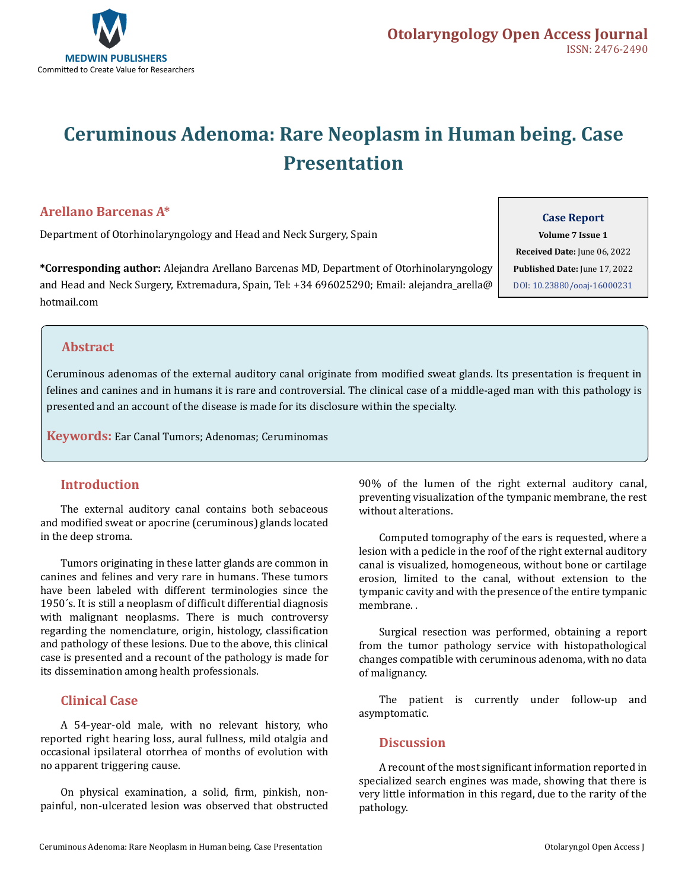# Ceruminous Adenoma: Rare Neoplasm in Human being. Case Presentation

**Arellano Barcenas A***

Department of Otorhinolaryngology and Head and Neck Surgery, Spain

**\*Corresponding author:** Alejandra Arellano Barcenas MD, Department of Otorhinolaryngology and Head and Neck Surgery, Extremadura, Spain, Tel: +34 696025290; Email: alejandra_arella@hotmail.com

**Case Report**

**Volume 7 Issue 1**

**Received Date:** June 06, 2022

**Published Date:** June 17, 2022

DOI: 10.23880/ooaj-16000231

## Abstract

Ceruminous adenomas of the external auditory canal originate from modified sweat glands. Its presentation is frequent in felines and canines and in humans it is rare and controversial. The clinical case of a middle-aged man with this pathology is presented and an account of the disease is made for its disclosure within the specialty.

**Keywords:** Ear Canal Tumors; Adenomas; Ceruminomas

## Introduction

The external auditory canal contains both sebaceous and modified sweat or apocrine (ceruminous) glands located in the deep stroma.

Tumors originating in these latter glands are common in canines and felines and very rare in humans. These tumors have been labeled with different terminologies since the 1950´s. It is still a neoplasm of difficult differential diagnosis with malignant neoplasms. There is much controversy regarding the nomenclature, origin, histology, classification and pathology of these lesions. Due to the above, this clinical case is presented and a recount of the pathology is made for its dissemination among health professionals.

## Clinical Case

A 54-year-old male, with no relevant history, who reported right hearing loss, aural fullness, mild otalgia and occasional ipsilateral otorrhea of months of evolution with no apparent triggering cause.

On physical examination, a solid, firm, pinkish, non-painful, non-ulcerated lesion was observed that obstructed 90% of the lumen of the right external auditory canal, preventing visualization of the tympanic membrane, the rest without alterations.

Computed tomography of the ears is requested, where a lesion with a pedicle in the roof of the right external auditory canal is visualized, homogeneous, without bone or cartilage erosion, limited to the canal, without extension to the tympanic cavity and with the presence of the entire tympanic membrane. .

Surgical resection was performed, obtaining a report from the tumor pathology service with histopathological changes compatible with ceruminous adenoma, with no data of malignancy.

The patient is currently under follow-up and asymptomatic.

## Discussion

A recount of the most significant information reported in specialized search engines was made, showing that there is very little information in this regard, due to the rarity of the pathology.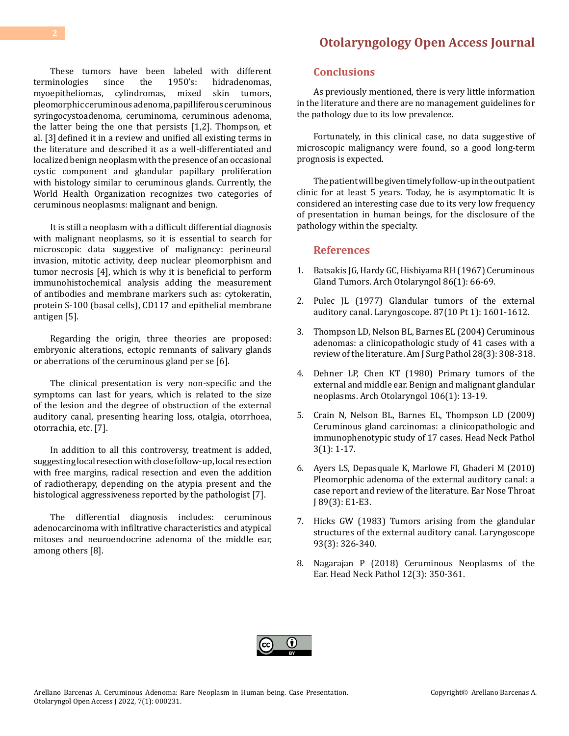These tumors have been labeled with different terminologies since the 1950's: hidradenomas, myoepitheliomas, cylindromas, mixed skin tumors, pleomorphic ceruminous adenoma, papilliferous ceruminous syringocystoadenoma, ceruminoma, ceruminous adenoma, the latter being the one that persists [1,2]. Thompson, et al. [3] defined it in a review and unified all existing terms in the literature and described it as a well-differentiated and localized benign neoplasm with the presence of an occasional cystic component and glandular papillary proliferation with histology similar to ceruminous glands. Currently, the World Health Organization recognizes two categories of ceruminous neoplasms: malignant and benign.

It is still a neoplasm with a difficult differential diagnosis with malignant neoplasms, so it is essential to search for microscopic data suggestive of malignancy: perineural invasion, mitotic activity, deep nuclear pleomorphism and tumor necrosis [4], which is why it is beneficial to perform immunohistochemical analysis adding the measurement of antibodies and membrane markers such as: cytokeratin, protein S-100 (basal cells), CD117 and epithelial membrane antigen [5].

Regarding the origin, three theories are proposed: embryonic alterations, ectopic remnants of salivary glands or aberrations of the ceruminous gland per se [6].

The clinical presentation is very non-specific and the symptoms can last for years, which is related to the size of the lesion and the degree of obstruction of the external auditory canal, presenting hearing loss, otalgia, otorrhoea, otorrachia, etc. [7].

In addition to all this controversy, treatment is added, suggesting local resection with close follow-up, local resection with free margins, radical resection and even the addition of radiotherapy, depending on the atypia present and the histological aggressiveness reported by the pathologist [7].

The differential diagnosis includes: ceruminous adenocarcinoma with infiltrative characteristics and atypical mitoses and neuroendocrine adenoma of the middle ear, among others [8].

## Conclusions

As previously mentioned, there is very little information in the literature and there are no management guidelines for the pathology due to its low prevalence.

Fortunately, in this clinical case, no data suggestive of microscopic malignancy were found, so a good long-term prognosis is expected.

The patient will be given timely follow-up in the outpatient clinic for at least 5 years. Today, he is asymptomatic It is considered an interesting case due to its very low frequency of presentation in human beings, for the disclosure of the pathology within the specialty.

## References

1. Batsakis JG, Hardy GC, Hishiyama RH (1967) Ceruminous Gland Tumors. Arch Otolaryngol 86(1): 66-69.
2. Pulec JL (1977) Glandular tumors of the external auditory canal. Laryngoscope. 87(10 Pt 1): 1601-1612.
3. Thompson LD, Nelson BL, Barnes EL (2004) Ceruminous adenomas: a clinicopathologic study of 41 cases with a review of the literature. Am J Surg Pathol 28(3): 308-318.
4. Dehner LP, Chen KT (1980) Primary tumors of the external and middle ear. Benign and malignant glandular neoplasms. Arch Otolaryngol 106(1): 13-19.
5. Crain N, Nelson BL, Barnes EL, Thompson LD (2009) Ceruminous gland carcinomas: a clinicopathologic and immunophenotypic study of 17 cases. Head Neck Pathol 3(1): 1-17.
6. Ayers LS, Depasquale K, Marlowe FI, Ghaderi M (2010) Pleomorphic adenoma of the external auditory canal: a case report and review of the literature. Ear Nose Throat J 89(3): E1-E3.
7. Hicks GW (1983) Tumors arising from the glandular structures of the external auditory canal. Laryngoscope 93(3): 326-340.
8. Nagarajan P (2018) Ceruminous Neoplasms of the Ear. Head Neck Pathol 12(3): 350-361.